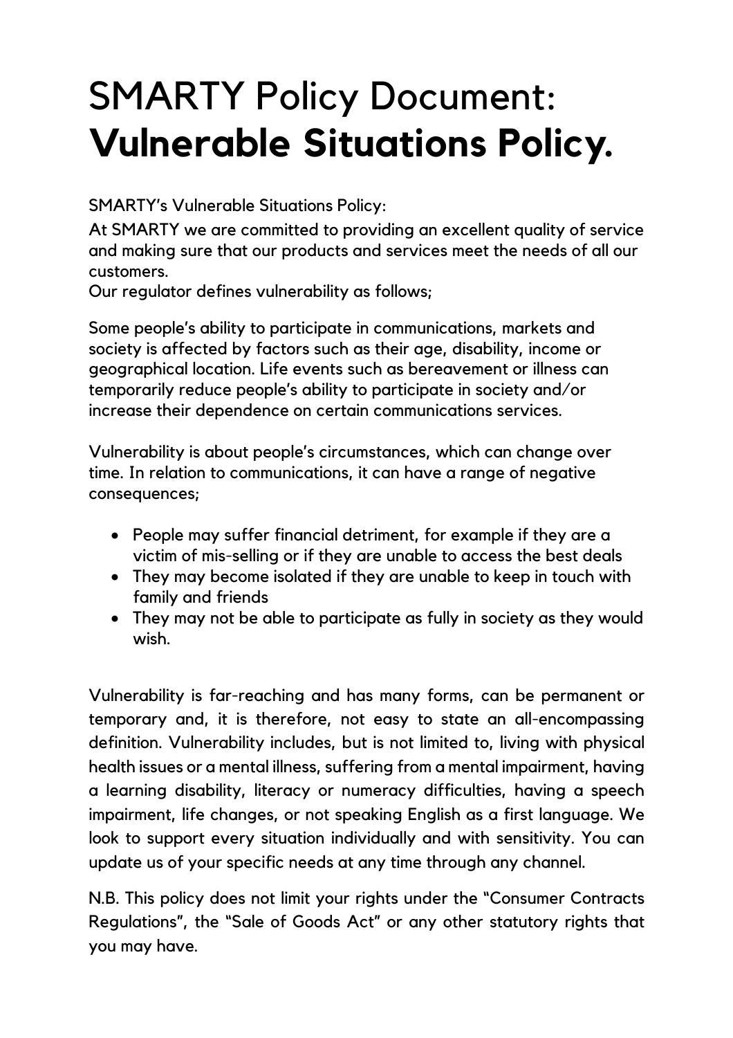# SMARTY Policy Document: **Vulnerable Situations Policy.**

SMARTY's Vulnerable Situations Policy:

At SMARTY we are committed to providing an excellent quality of service and making sure that our products and services meet the needs of all our customers.

Our regulator defines vulnerability as follows;

Some people's ability to participate in communications, markets and society is affected by factors such as their age, disability, income or geographical location. Life events such as bereavement or illness can temporarily reduce people's ability to participate in society and/or increase their dependence on certain communications services.

Vulnerability is about people's circumstances, which can change over time. In relation to communications, it can have a range of negative consequences;

- People may suffer financial detriment, for example if they are a victim of mis-selling or if they are unable to access the best deals
- They may become isolated if they are unable to keep in touch with family and friends
- They may not be able to participate as fully in society as they would wish.

Vulnerability is far-reaching and has many forms, can be permanent or temporary and, it is therefore, not easy to state an all-encompassing definition. Vulnerability includes, but is not limited to, living with physical health issues or a mental illness, suffering from a mental impairment, having a learning disability, literacy or numeracy difficulties, having a speech impairment, life changes, or not speaking English as a first language. We look to support every situation individually and with sensitivity. You can update us of your specific needs at any time through any channel.

N.B. This policy does not limit your rights under the "Consumer Contracts Regulations", the "Sale of Goods Act" or any other statutory rights that you may have.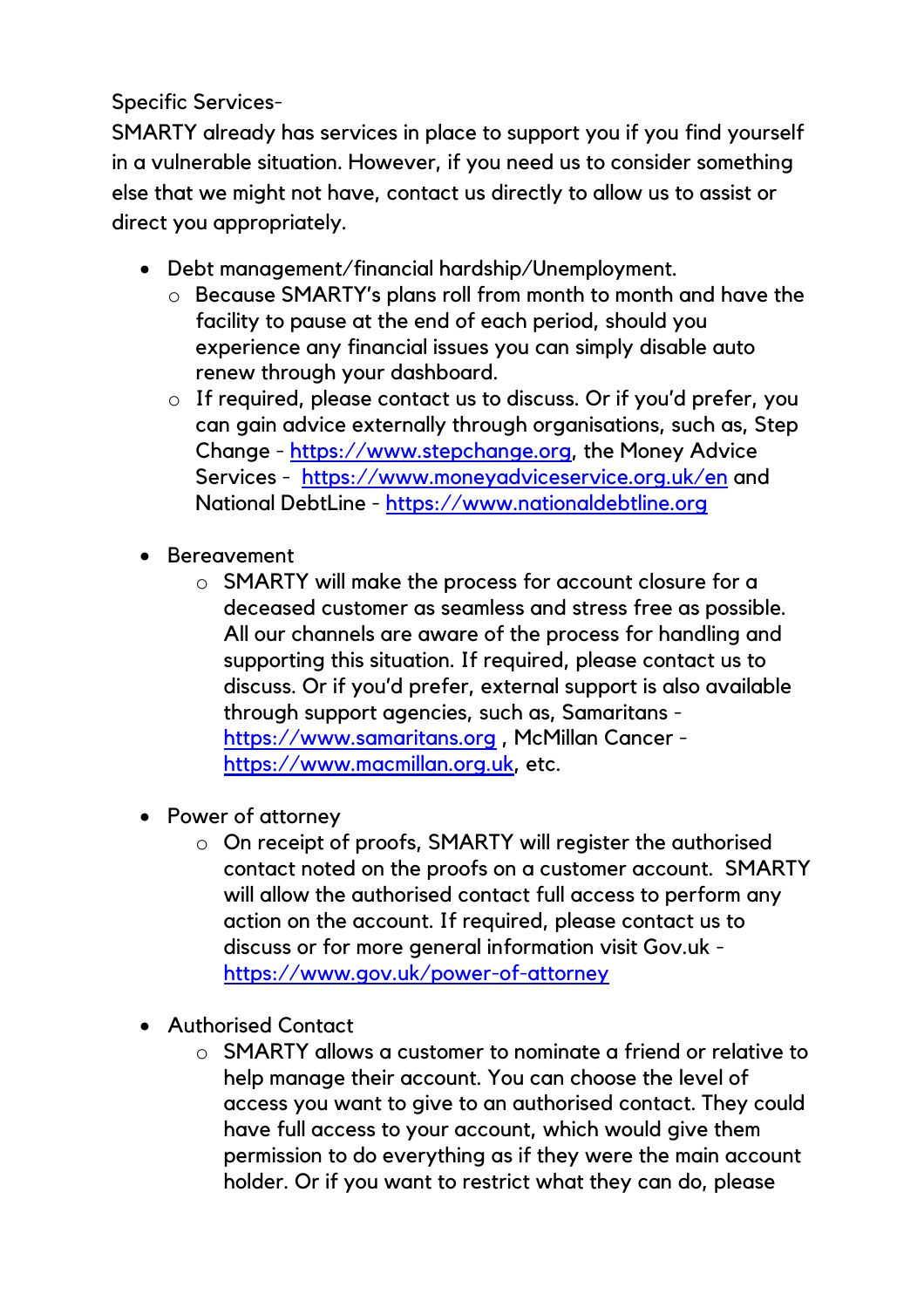Specific Services-

SMARTY already has services in place to support you if you find yourself in a vulnerable situation. However, if you need us to consider something else that we might not have, contact us directly to allow us to assist or direct you appropriately.

- Debt management/financial hardship/Unemployment.
  - Because SMARTY's plans roll from month to month and have the facility to pause at the end of each period, should you experience any financial issues you can simply disable auto renew through your dashboard.
  - If required, please contact us to discuss. Or if you'd prefer, you can gain advice externally through organisations, such as, Step Change - https://www.stepchange.org, the Money Advice Services - https://www.moneyadviceservice.org.uk/en and National DebtLine - https://www.nationaldebtline.org

- Bereavement
  - SMARTY will make the process for account closure for a deceased customer as seamless and stress free as possible. All our channels are aware of the process for handling and supporting this situation. If required, please contact us to discuss. Or if you'd prefer, external support is also available through support agencies, such as, Samaritans - https://www.samaritans.org , McMillan Cancer - https://www.macmillan.org.uk, etc.

- Power of attorney
  - On receipt of proofs, SMARTY will register the authorised contact noted on the proofs on a customer account. SMARTY will allow the authorised contact full access to perform any action on the account. If required, please contact us to discuss or for more general information visit Gov.uk - https://www.gov.uk/power-of-attorney

- Authorised Contact
  - SMARTY allows a customer to nominate a friend or relative to help manage their account. You can choose the level of access you want to give to an authorised contact. They could have full access to your account, which would give them permission to do everything as if they were the main account holder. Or if you want to restrict what they can do, please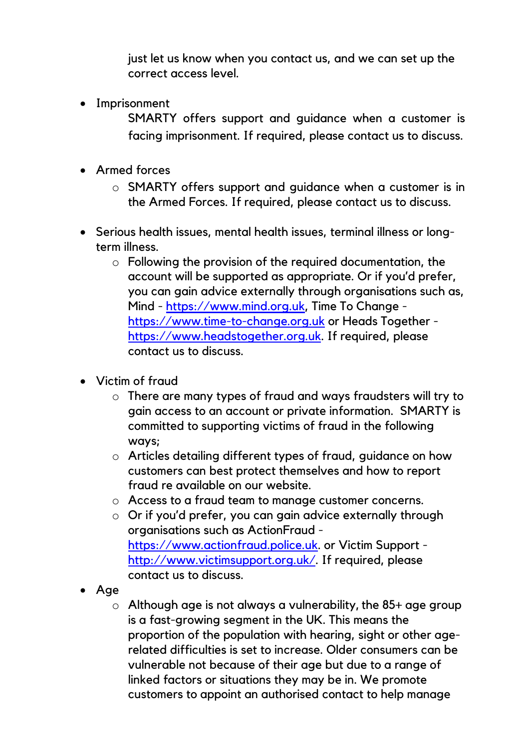just let us know when you contact us, and we can set up the correct access level.

- Imprisonment

  SMARTY offers support and guidance when a customer is facing imprisonment. If required, please contact us to discuss.

- Armed forces
  - SMARTY offers support and guidance when a customer is in the Armed Forces. If required, please contact us to discuss.

- Serious health issues, mental health issues, terminal illness or long-term illness.
  - Following the provision of the required documentation, the account will be supported as appropriate. Or if you'd prefer, you can gain advice externally through organisations such as, Mind - [https://www.mind.org.uk](https://www.mind.org.uk), Time To Change - [https://www.time-to-change.org.uk](https://www.time-to-change.org.uk) or Heads Together - [https://www.headstogether.org.uk](https://www.headstogether.org.uk). If required, please contact us to discuss.

- Victim of fraud
  - There are many types of fraud and ways fraudsters will try to gain access to an account or private information. SMARTY is committed to supporting victims of fraud in the following ways;
  - Articles detailing different types of fraud, guidance on how customers can best protect themselves and how to report fraud re available on our website.
  - Access to a fraud team to manage customer concerns.
  - Or if you'd prefer, you can gain advice externally through organisations such as ActionFraud - [https://www.actionfraud.police.uk](https://www.actionfraud.police.uk). or Victim Support - [http://www.victimsupport.org.uk/](http://www.victimsupport.org.uk/). If required, please contact us to discuss.
- Age
  - Although age is not always a vulnerability, the 85+ age group is a fast-growing segment in the UK. This means the proportion of the population with hearing, sight or other age-related difficulties is set to increase. Older consumers can be vulnerable not because of their age but due to a range of linked factors or situations they may be in. We promote customers to appoint an authorised contact to help manage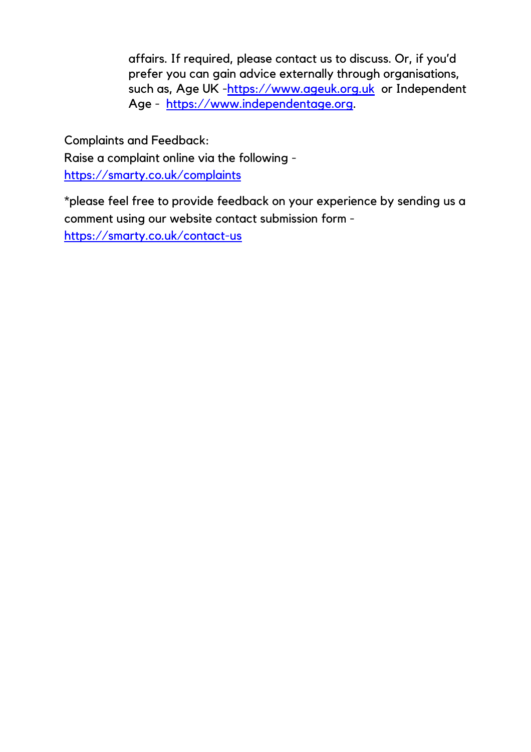affairs. If required, please contact us to discuss. Or, if you'd prefer you can gain advice externally through organisations, such as, Age UK -https://www.ageuk.org.uk or Independent Age - https://www.independentage.org.

Complaints and Feedback:
Raise a complaint online via the following - https://smarty.co.uk/complaints

*please feel free to provide feedback on your experience by sending us a comment using our website contact submission form - https://smarty.co.uk/contact-us